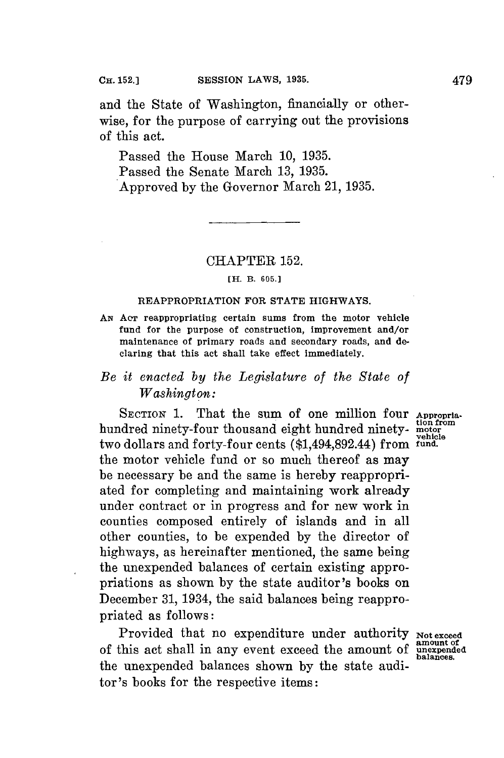and the State of Washington, financially or otherwise, for the purpose of carrying out the provisions of this act.

Passed the House March 10, 1935.
Passed the Senate March 13, 1935.
Approved by the Governor March 21, 1935.

---

## CHAPTER 152.

[H. B. 605.]

### REAPPROPRIATION FOR STATE HIGHWAYS.

AN ACT reappropriating certain sums from the motor vehicle fund for the purpose of construction, improvement and/or maintenance of primary roads and secondary roads, and declaring that this act shall take effect immediately.

*Be it enacted by the Legislature of the State of Washington:*

SECTION 1. That the sum of one million four hundred ninety-four thousand eight hundred ninety-two dollars and forty-four cents ($1,494,892.44) from the motor vehicle fund or so much thereof as may be necessary be and the same is hereby reappropriated for completing and maintaining work already under contract or in progress and for new work in counties composed entirely of islands and in all other counties, to be expended by the director of highways, as hereinafter mentioned, the same being the unexpended balances of certain existing appropriations as shown by the state auditor's books on December 31, 1934, the said balances being reappropriated as follows:

Appropriation from motor vehicle fund.

Provided that no expenditure under authority of this act shall in any event exceed the amount of the unexpended balances shown by the state auditor's books for the respective items:

Not exceed amount of unexpended balances.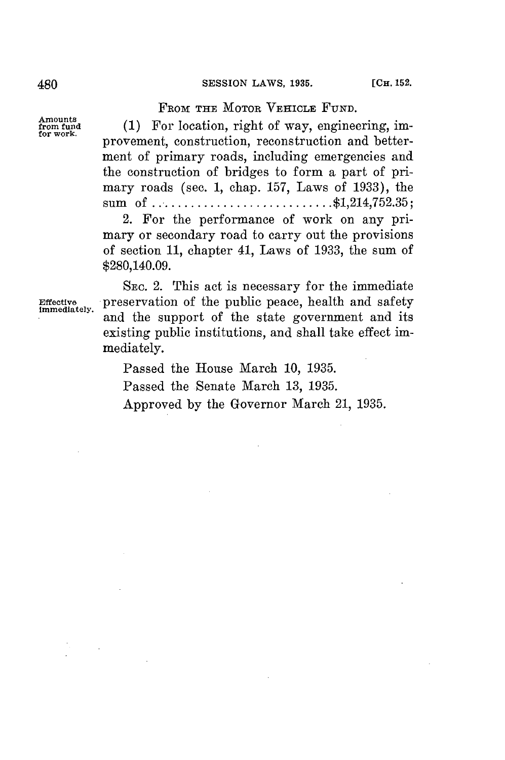FROM THE MOTOR VEHICLE FUND.

Amounts from fund for work.

(1) For location, right of way, engineering, improvement, construction, reconstruction and betterment of primary roads, including emergencies and the construction of bridges to form a part of primary roads (sec. 1, chap. 157, Laws of 1933), the sum of ............................$1,214,752.35;

2. For the performance of work on any primary or secondary road to carry out the provisions of section 11, chapter 41, Laws of 1933, the sum of $280,140.09.

Effective immediately.

SEC. 2. This act is necessary for the immediate preservation of the public peace, health and safety and the support of the state government and its existing public institutions, and shall take effect immediately.

Passed the House March 10, 1935.

Passed the Senate March 13, 1935.

Approved by the Governor March 21, 1935.